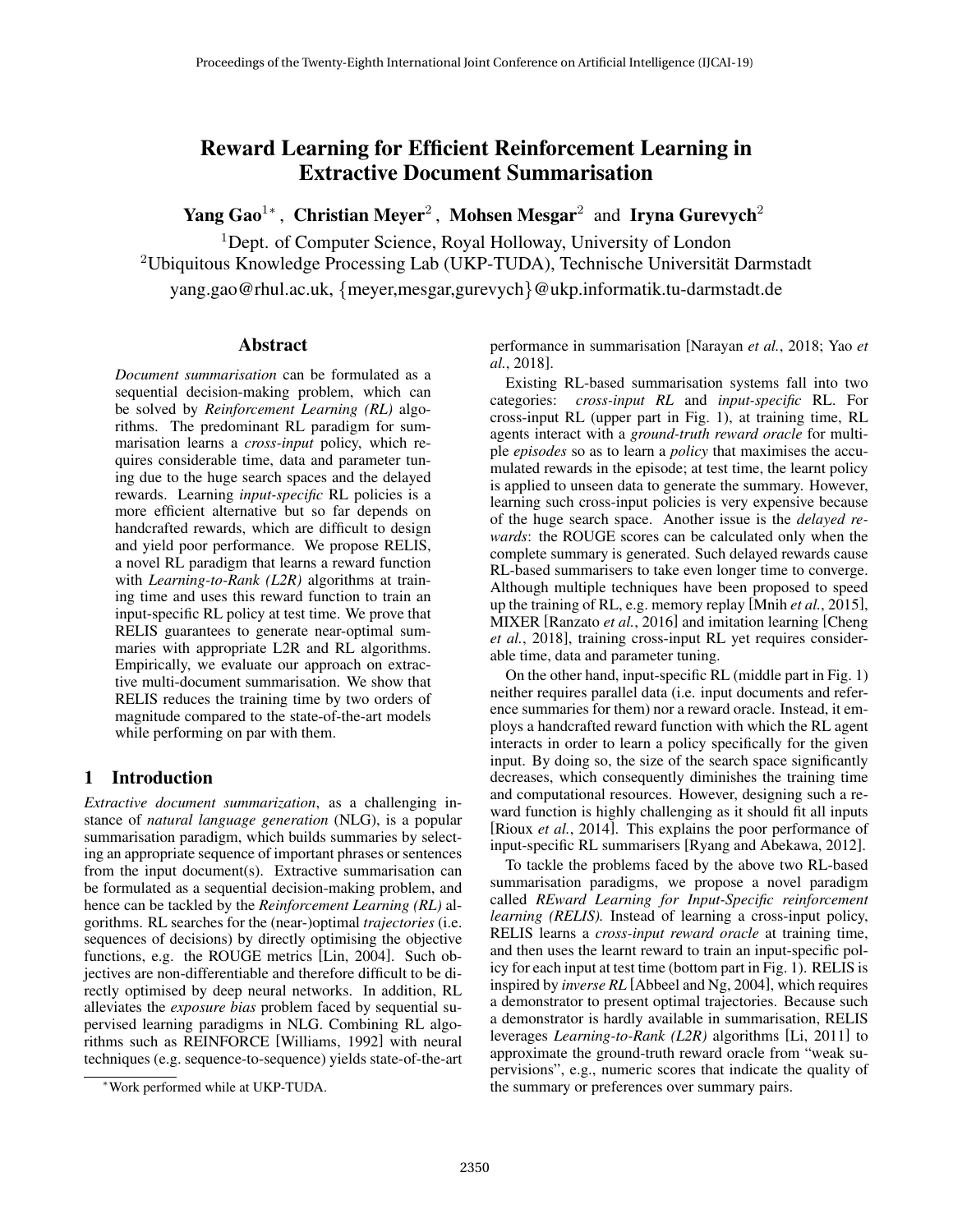# Reward Learning for Efficient Reinforcement Learning in Extractive Document Summarisation

**Yang Gao**[1*], **Christian Meyer**[2], **Mohsen Mesgar**[2] and **Iryna Gurevych**[2]

[1]Dept. of Computer Science, Royal Holloway, University of London

[2]Ubiquitous Knowledge Processing Lab (UKP-TUDA), Technische Universität Darmstadt

yang.gao@rhul.ac.uk, {meyer,mesgar,gurevych}@ukp.informatik.tu-darmstadt.de

## Abstract

*Document summarisation* can be formulated as a sequential decision-making problem, which can be solved by *Reinforcement Learning (RL)* algorithms. The predominant RL paradigm for summarisation learns a *cross-input* policy, which requires considerable time, data and parameter tuning due to the huge search spaces and the delayed rewards. Learning *input-specific* RL policies is a more efficient alternative but so far depends on handcrafted rewards, which are difficult to design and yield poor performance. We propose RELIS, a novel RL paradigm that learns a reward function with *Learning-to-Rank (L2R)* algorithms at training time and uses this reward function to train an input-specific RL policy at test time. We prove that RELIS guarantees to generate near-optimal summaries with appropriate L2R and RL algorithms. Empirically, we evaluate our approach on extractive multi-document summarisation. We show that RELIS reduces the training time by two orders of magnitude compared to the state-of-the-art models while performing on par with them.

## 1 Introduction

*Extractive document summarization*, as a challenging instance of *natural language generation* (NLG), is a popular summarisation paradigm, which builds summaries by selecting an appropriate sequence of important phrases or sentences from the input document(s). Extractive summarisation can be formulated as a sequential decision-making problem, and hence can be tackled by the *Reinforcement Learning (RL)* algorithms. RL searches for the (near-)optimal *trajectories* (i.e. sequences of decisions) by directly optimising the objective functions, e.g. the ROUGE metrics [Lin, 2004]. Such objectives are non-differentiable and therefore difficult to be directly optimised by deep neural networks. In addition, RL alleviates the *exposure bias* problem faced by sequential supervised learning paradigms in NLG. Combining RL algorithms such as REINFORCE [Williams, 1992] with neural techniques (e.g. sequence-to-sequence) yields state-of-the-art performance in summarisation [Narayan *et al.*, 2018; Yao *et al.*, 2018].

Existing RL-based summarisation systems fall into two categories: *cross-input RL* and *input-specific* RL. For cross-input RL (upper part in Fig. 1), at training time, RL agents interact with a *ground-truth reward oracle* for multiple *episodes* so as to learn a *policy* that maximises the accumulated rewards in the episode; at test time, the learnt policy is applied to unseen data to generate the summary. However, learning such cross-input policies is very expensive because of the huge search space. Another issue is the *delayed rewards*: the ROUGE scores can be calculated only when the complete summary is generated. Such delayed rewards cause RL-based summarisers to take even longer time to converge. Although multiple techniques have been proposed to speed up the training of RL, e.g. memory replay [Mnih *et al.*, 2015], MIXER [Ranzato *et al.*, 2016] and imitation learning [Cheng *et al.*, 2018], training cross-input RL yet requires considerable time, data and parameter tuning.

On the other hand, input-specific RL (middle part in Fig. 1) neither requires parallel data (i.e. input documents and reference summaries for them) nor a reward oracle. Instead, it employs a handcrafted reward function with which the RL agent interacts in order to learn a policy specifically for the given input. By doing so, the size of the search space significantly decreases, which consequently diminishes the training time and computational resources. However, designing such a reward function is highly challenging as it should fit all inputs [Rioux *et al.*, 2014]. This explains the poor performance of input-specific RL summarisers [Ryang and Abekawa, 2012].

To tackle the problems faced by the above two RL-based summarisation paradigms, we propose a novel paradigm called *REward Learning for Input-Specific reinforcement learning (RELIS)*. Instead of learning a cross-input policy, RELIS learns a *cross-input reward oracle* at training time, and then uses the learnt reward to train an input-specific policy for each input at test time (bottom part in Fig. 1). RELIS is inspired by *inverse RL* [Abbeel and Ng, 2004], which requires a demonstrator to present optimal trajectories. Because such a demonstrator is hardly available in summarisation, RELIS leverages *Learning-to-Rank (L2R)* algorithms [Li, 2011] to approximate the ground-truth reward oracle from "weak supervisions", e.g., numeric scores that indicate the quality of the summary or preferences over summary pairs.

*Work performed while at UKP-TUDA.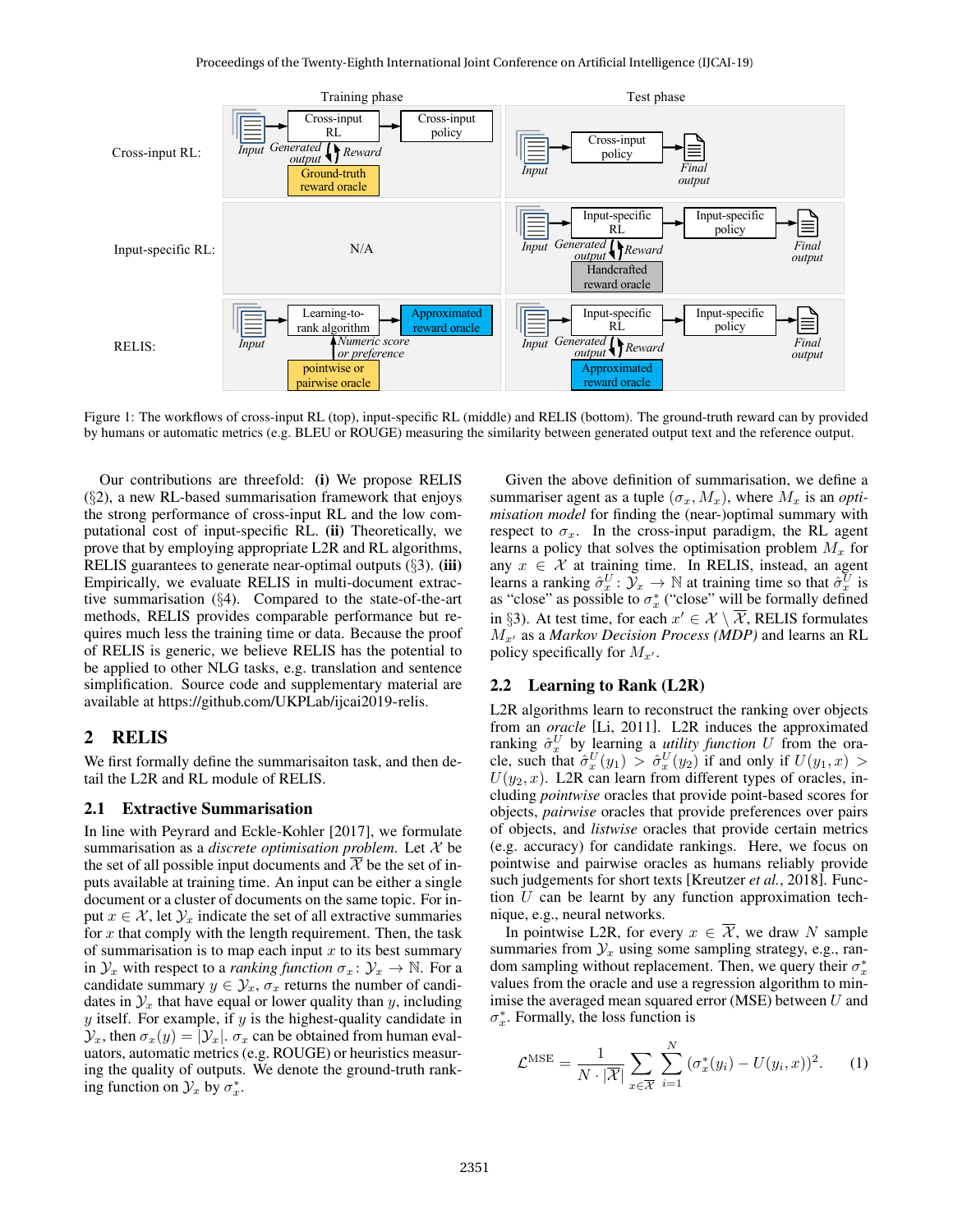Figure 1: The workflows of cross-input RL (top), input-specific RL (middle) and RELIS (bottom). The ground-truth reward can by provided by humans or automatic metrics (e.g. BLEU or ROUGE) measuring the similarity between generated output text and the reference output.

Our contributions are threefold: **(i)** We propose RELIS (§2), a new RL-based summarisation framework that enjoys the strong performance of cross-input RL and the low computational cost of input-specific RL. **(ii)** Theoretically, we prove that by employing appropriate L2R and RL algorithms, RELIS guarantees to generate near-optimal outputs (§3). **(iii)** Empirically, we evaluate RELIS in multi-document extractive summarisation (§4). Compared to the state-of-the-art methods, RELIS provides comparable performance but requires much less the training time or data. Because the proof of RELIS is generic, we believe RELIS has the potential to be applied to other NLG tasks, e.g. translation and sentence simplification. Source code and supplementary material are available at https://github.com/UKPLab/ijcai2019-relis.

## 2 RELIS

We first formally define the summarisaiton task, and then detail the L2R and RL module of RELIS.

### 2.1 Extractive Summarisation

In line with Peyrard and Eckle-Kohler [2017], we formulate summarisation as a *discrete optimisation problem*. Let $\mathcal{X}$ be the set of all possible input documents and $\overline{\mathcal{X}}$ be the set of inputs available at training time. An input can be either a single document or a cluster of documents on the same topic. For input $x \in \mathcal{X}$, let $\mathcal{Y}_x$ indicate the set of all extractive summaries for $x$ that comply with the length requirement. Then, the task of summarisation is to map each input $x$ to its best summary in $\mathcal{Y}_x$ with respect to a *ranking function* $\sigma_x \colon \mathcal{Y}_x \to \mathbb{N}$. For a candidate summary $y \in \mathcal{Y}_x$, $\sigma_x$ returns the number of candidates in $\mathcal{Y}_x$ that have equal or lower quality than $y$, including $y$ itself. For example, if $y$ is the highest-quality candidate in $\mathcal{Y}_x$, then $\sigma_x(y) = |\mathcal{Y}_x|$. $\sigma_x$ can be obtained from human evaluators, automatic metrics (e.g. ROUGE) or heuristics measuring the quality of outputs. We denote the ground-truth ranking function on $\mathcal{Y}_x$ by $\sigma^*_x$.

Given the above definition of summarisation, we define a summariser agent as a tuple $(\sigma_x, M_x)$, where $M_x$ is an *optimisation model* for finding the (near-)optimal summary with respect to $\sigma_x$. In the cross-input paradigm, the RL agent learns a policy that solves the optimisation problem $M_x$ for any $x \in \mathcal{X}$ at training time. In RELIS, instead, an agent learns a ranking $\hat{\sigma}^U_x \colon \mathcal{Y}_x \to \mathbb{N}$ at training time so that $\hat{\sigma}^U_x$ is as "close" as possible to $\sigma^*_x$ ("close" will be formally defined in §3). At test time, for each $x' \in \mathcal{X} \setminus \overline{\mathcal{X}}$, RELIS formulates $M_{x'}$ as a *Markov Decision Process (MDP)* and learns an RL policy specifically for $M_{x'}$.

### 2.2 Learning to Rank (L2R)

L2R algorithms learn to reconstruct the ranking over objects from an *oracle* [Li, 2011]. L2R induces the approximated ranking $\hat{\sigma}^U_x$ by learning a *utility function* $U$ from the oracle, such that $\hat{\sigma}^U_x(y_1) > \hat{\sigma}^U_x(y_2)$ if and only if $U(y_1, x) > U(y_2, x)$. L2R can learn from different types of oracles, including *pointwise* oracles that provide point-based scores for objects, *pairwise* oracles that provide preferences over pairs of objects, and *listwise* oracles that provide certain metrics (e.g. accuracy) for candidate rankings. Here, we focus on pointwise and pairwise oracles as humans reliably provide such judgements for short texts [Kreutzer *et al.*, 2018]. Function $U$ can be learnt by any function approximation technique, e.g., neural networks.

In pointwise L2R, for every $x \in \overline{\mathcal{X}}$, we draw $N$ sample summaries from $\mathcal{Y}_x$ using some sampling strategy, e.g., random sampling without replacement. Then, we query their $\sigma^*_x$ values from the oracle and use a regression algorithm to minimise the averaged mean squared error (MSE) between $U$ and $\sigma^*_x$. Formally, the loss function is

$$\mathcal{L}^{\text{MSE}} = \frac{1}{N \cdot |\overline{\mathcal{X}}|} \sum_{x \in \overline{\mathcal{X}}} \sum_{i=1}^{N} (\sigma^*_x(y_i) - U(y_i, x))^2. \quad (1)$$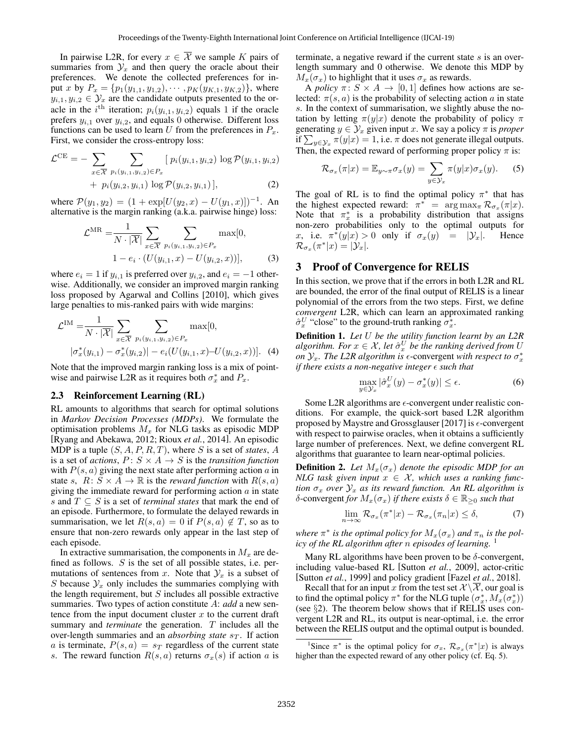In pairwise L2R, for every $x \in \overline{\mathcal{X}}$ we sample $K$ pairs of summaries from $\mathcal{Y}_x$ and then query the oracle about their preferences. We denote the collected preferences for input $x$ by $P_x = \{p_1(y_{1,1}, y_{1,2}), \cdots, p_K(y_{K,1}, y_{K,2})\}$, where $y_{i,1}, y_{i,2} \in \mathcal{Y}_x$ are the candidate outputs presented to the oracle in the $i^{\text{th}}$ iteration; $p_i(y_{i,1}, y_{i,2})$ equals 1 if the oracle prefers $y_{i,1}$ over $y_{i,2}$, and equals 0 otherwise. Different loss functions can be used to learn $U$ from the preferences in $P_x$. First, we consider the cross-entropy loss:

$$\mathcal{L}^{\text{CE}} = - \sum_{x \in \overline{\mathcal{X}}} \sum_{p_i(y_{i,1}, y_{i,2}) \in P_x} [\, p_i(y_{i,1}, y_{i,2}) \log \mathcal{P}(y_{i,1}, y_{i,2}) + p_i(y_{i,2}, y_{i,1}) \log \mathcal{P}(y_{i,2}, y_{i,1}) \,], \tag{2}$$

where $\mathcal{P}(y_1, y_2) = (1 + \exp[U(y_2, x) - U(y_1, x)])^{-1}$. An alternative is the margin ranking (a.k.a. pairwise hinge) loss:

$$\mathcal{L}^{\text{MR}} = \frac{1}{N \cdot |\overline{\mathcal{X}}|} \sum_{x \in \overline{\mathcal{X}}} \sum_{p_i(y_{i,1}, y_{i,2}) \in P_x} \max[0, 1 - e_i \cdot (U(y_{i,1}, x) - U(y_{i,2}, x))], \tag{3}$$

where $e_i = 1$ if $y_{i,1}$ is preferred over $y_{i,2}$, and $e_i = -1$ otherwise. Additionally, we consider an improved margin ranking loss proposed by Agarwal and Collins [2010], which gives large penalties to mis-ranked pairs with wide margins:

$$\mathcal{L}^{\text{IM}} = \frac{1}{N \cdot |\overline{\mathcal{X}}|} \sum_{x \in \overline{\mathcal{X}}} \sum_{p_i(y_{i,1}, y_{i,2}) \in P_x} \max[0, |\sigma^*_x(y_{i,1}) - \sigma^*_x(y_{i,2})| - e_i(U(y_{i,1}, x) - U(y_{i,2}, x))]. \tag{4}$$

Note that the improved margin ranking loss is a mix of point-wise and pairwise L2R as it requires both $\sigma^*_x$ and $P_x$.

### 2.3 Reinforcement Learning (RL)

RL amounts to algorithms that search for optimal solutions in *Markov Decision Processes (MDPs)*. We formulate the optimisation problems $M_x$ for NLG tasks as episodic MDP [Ryang and Abekawa, 2012; Rioux *et al.*, 2014]. An episodic MDP is a tuple $(S, A, P, R, T)$, where $S$ is a set of *states*, $A$ is a set of *actions*, $P \colon S \times A \to S$ is the *transition function* with $P(s, a)$ giving the next state after performing action $a$ in state $s$, $R \colon S \times A \to \mathbb{R}$ is the *reward function* with $R(s, a)$ giving the immediate reward for performing action $a$ in state $s$ and $T \subseteq S$ is a set of *terminal states* that mark the end of an episode. Furthermore, to formulate the delayed rewards in summarisation, we let $R(s, a) = 0$ if $P(s, a) \notin T$, so as to ensure that non-zero rewards only appear in the last step of each episode.

In extractive summarisation, the components in $M_x$ are defined as follows. $S$ is the set of all possible states, i.e. permutations of sentences from $x$. Note that $\mathcal{Y}_x$ is a subset of $S$ because $\mathcal{Y}_x$ only includes the summaries complying with the length requirement, but $S$ includes all possible extractive summaries. Two types of action constitute $A$: *add* a new sentence from the input document cluster $x$ to the current draft summary and *terminate* the generation. $T$ includes all the over-length summaries and an *absorbing state* $s_T$. If action $a$ is terminate, $P(s, a) = s_T$ regardless of the current state $s$. The reward function $R(s, a)$ returns $\sigma_x(s)$ if action $a$ is terminate, a negative reward if the current state $s$ is an over-length summary and 0 otherwise. We denote this MDP by $M_x(\sigma_x)$ to highlight that it uses $\sigma_x$ as rewards.

A *policy* $\pi \colon S \times A \to [0, 1]$ defines how actions are selected: $\pi(s, a)$ is the probability of selecting action $a$ in state $s$. In the context of summarisation, we slightly abuse the notation by letting $\pi(y|x)$ denote the probability of policy $\pi$ generating $y \in \mathcal{Y}_x$ given input $x$. We say a policy $\pi$ is *proper* if $\sum_{y \in \mathcal{Y}_x} \pi(y|x) = 1$, i.e. $\pi$ does not generate illegal outputs. Then, the expected reward of performing proper policy $\pi$ is:

$$\mathcal{R}_{\sigma_x}(\pi|x) = \mathbb{E}_{y \sim \pi} \sigma_x(y) = \sum_{y \in \mathcal{Y}_x} \pi(y|x) \sigma_x(y). \tag{5}$$

The goal of RL is to find the optimal policy $\pi^*$ that has the highest expected reward: $\pi^* = \arg\max_\pi \mathcal{R}_{\sigma_x}(\pi|x)$. Note that $\pi^*_x$ is a probability distribution that assigns non-zero probabilities only to the optimal outputs for $x$, i.e. $\pi^*(y|x) > 0$ only if $\sigma_x(y) = |\mathcal{Y}_x|$. Hence $\mathcal{R}_{\sigma_x}(\pi^*|x) = |\mathcal{Y}_x|$.

## 3 Proof of Convergence for RELIS

In this section, we prove that if the errors in both L2R and RL are bounded, the error of the final output of RELIS is a linear polynomial of the errors from the two steps. First, we define *convergent* L2R, which can learn an approximated ranking $\hat{\sigma}^U_x$ "close" to the ground-truth ranking $\sigma^*_x$.

**Definition 1.** *Let $U$ be the utility function learnt by an L2R algorithm. For $x \in \mathcal{X}$, let $\hat{\sigma}^U_x$ be the ranking derived from $U$ on $\mathcal{Y}_x$. The L2R algorithm is $\epsilon$-convergent with respect to $\sigma^*_x$ if there exists a non-negative integer $\epsilon$ such that*

$$\max_{y \in \mathcal{Y}_x} |\hat{\sigma}^U_x(y) - \sigma^*_x(y)| \leq \epsilon. \tag{6}$$

Some L2R algorithms are $\epsilon$-convergent under realistic conditions. For example, the quick-sort based L2R algorithm proposed by Maystre and Grossglauser [2017] is $\epsilon$-convergent with respect to pairwise oracles, when it obtains a sufficiently large number of preferences. Next, we define convergent RL algorithms that guarantee to learn near-optimal policies.

**Definition 2.** *Let $M_x(\sigma_x)$ denote the episodic MDP for an NLG task given input $x \in \mathcal{X}$, which uses a ranking function $\sigma_x$ over $\mathcal{Y}_x$ as its reward function. An RL algorithm is $\delta$-convergent for $M_x(\sigma_x)$ if there exists $\delta \in \mathbb{R}_{\geq 0}$ such that*

$$\lim_{n \to \infty} \mathcal{R}_{\sigma_x}(\pi^*|x) - \mathcal{R}_{\sigma_x}(\pi_n|x) \leq \delta, \tag{7}$$

*where $\pi^*$ is the optimal policy for $M_x(\sigma_x)$ and $\pi_n$ is the policy of the RL algorithm after $n$ episodes of learning.* [1]

Many RL algorithms have been proven to be $\delta$-convergent, including value-based RL [Sutton *et al.*, 2009], actor-critic [Sutton *et al.*, 1999] and policy gradient [Fazel *et al.*, 2018].

Recall that for an input $x$ from the test set $\mathcal{X} \backslash \overline{\mathcal{X}}$, our goal is to find the optimal policy $\pi^*$ for the NLG tuple $(\sigma^*_x, M_x(\sigma^*_x))$ (see §2). The theorem below shows that if RELIS uses convergent L2R and RL, its output is near-optimal, i.e. the error between the RELIS output and the optimal output is bounded.

[1] Since $\pi^*$ is the optimal policy for $\sigma_x$, $\mathcal{R}_{\sigma_x}(\pi^*|x)$ is always higher than the expected reward of any other policy (cf. Eq. 5).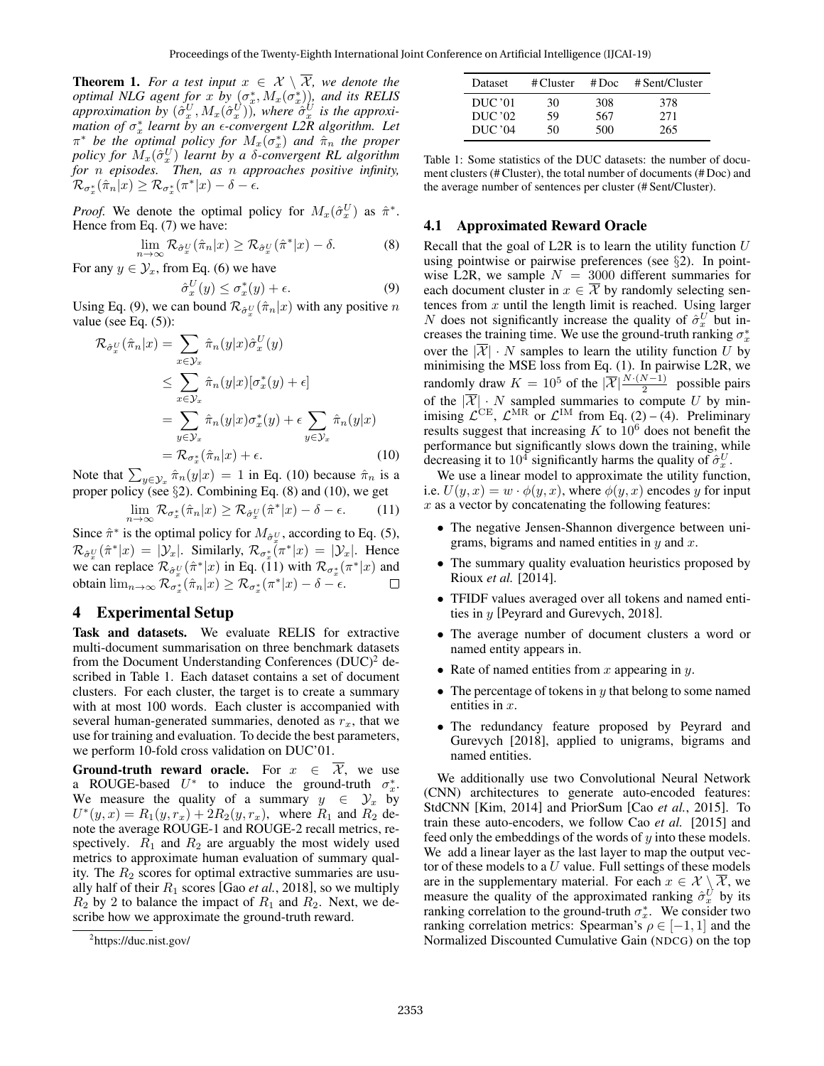**Theorem 1.** *For a test input $x \in \mathcal{X} \setminus \overline{\mathcal{X}}$, we denote the optimal NLG agent for $x$ by $(\sigma_x^*, M_x(\sigma_x^*))$, and its RELIS approximation by $(\hat{\sigma}_x^U, M_x(\hat{\sigma}_x^U))$, where $\hat{\sigma}_x^U$ is the approximation of $\sigma_x^*$ learnt by an $\epsilon$-convergent L2R algorithm. Let $\pi^*$ be the optimal policy for $M_x(\sigma_x^*)$ and $\hat{\pi}_n$ the proper policy for $M_x(\hat{\sigma}_x^U)$ learnt by a $\delta$-convergent RL algorithm for $n$ episodes. Then, as $n$ approaches positive infinity, $\mathcal{R}_{\sigma_x^*}(\hat{\pi}_n|x) \geq \mathcal{R}_{\sigma_x^*}(\pi^*|x) - \delta - \epsilon$.*

*Proof.* We denote the optimal policy for $M_x(\hat{\sigma}_x^U)$ as $\hat{\pi}^*$. Hence from Eq. (7) we have:

$$\lim_{n \to \infty} \mathcal{R}_{\hat{\sigma}_x^U}(\hat{\pi}_n|x) \geq \mathcal{R}_{\hat{\sigma}_x^U}(\hat{\pi}^*|x) - \delta. \tag{8}$$

For any $y \in \mathcal{Y}_x$, from Eq. (6) we have

$$\hat{\sigma}_x^U(y) \leq \sigma_x^*(y) + \epsilon. \tag{9}$$

Using Eq. (9), we can bound $\mathcal{R}_{\hat{\sigma}_x^U}(\hat{\pi}_n|x)$ with any positive $n$ value (see Eq. (5)):

$$\begin{aligned}
\mathcal{R}_{\hat{\sigma}_x^U}(\hat{\pi}_n|x) &= \sum_{x \in \mathcal{Y}_x} \hat{\pi}_n(y|x)\hat{\sigma}_x^U(y) \\
&\leq \sum_{x \in \mathcal{Y}_x} \hat{\pi}_n(y|x)[\sigma_x^*(y) + \epsilon] \\
&= \sum_{y \in \mathcal{Y}_x} \hat{\pi}_n(y|x)\sigma_x^*(y) + \epsilon \sum_{y \in \mathcal{Y}_x} \hat{\pi}_n(y|x) \\
&= \mathcal{R}_{\sigma_x^*}(\hat{\pi}_n|x) + \epsilon. 
\end{aligned} \tag{10}$$

Note that $\sum_{y \in \mathcal{Y}_x} \hat{\pi}_n(y|x) = 1$ in Eq. (10) because $\hat{\pi}_n$ is a proper policy (see §2). Combining Eq. (8) and (10), we get

$$\lim_{n \to \infty} \mathcal{R}_{\sigma_x^*}(\hat{\pi}_n|x) \geq \mathcal{R}_{\hat{\sigma}_x^U}(\hat{\pi}^*|x) - \delta - \epsilon. \tag{11}$$

Since $\hat{\pi}^*$ is the optimal policy for $M_{\hat{\sigma}_x^U}$, according to Eq. (5), $\mathcal{R}_{\hat{\sigma}_x^U}(\hat{\pi}^*|x) = |\mathcal{Y}_x|$. Similarly, $\mathcal{R}_{\sigma_x^*}(\pi^*|x) = |\mathcal{Y}_x|$. Hence we can replace $\mathcal{R}_{\hat{\sigma}_x^U}(\hat{\pi}^*|x)$ in Eq. (11) with $\mathcal{R}_{\sigma_x^*}(\pi^*|x)$ and obtain $\lim_{n \to \infty} \mathcal{R}_{\sigma_x^*}(\hat{\pi}_n|x) \geq \mathcal{R}_{\sigma_x^*}(\pi^*|x) - \delta - \epsilon$. □

## 4 Experimental Setup

**Task and datasets.** We evaluate RELIS for extractive multi-document summarisation on three benchmark datasets from the Document Understanding Conferences (DUC)[2] described in Table 1. Each dataset contains a set of document clusters. For each cluster, the target is to create a summary with at most 100 words. Each cluster is accompanied with several human-generated summaries, denoted as $r_x$, that we use for training and evaluation. To decide the best parameters, we perform 10-fold cross validation on DUC'01.

**Ground-truth reward oracle.** For $x \in \overline{\mathcal{X}}$, we use a ROUGE-based $U^*$ to induce the ground-truth $\sigma_x^*$. We measure the quality of a summary $y \in \mathcal{Y}_x$ by $U^*(y, x) = R_1(y, r_x) + 2R_2(y, r_x)$, where $R_1$ and $R_2$ denote the average ROUGE-1 and ROUGE-2 recall metrics, respectively. $R_1$ and $R_2$ are arguably the most widely used metrics to approximate human evaluation of summary quality. The $R_2$ scores for optimal extractive summaries are usually half of their $R_1$ scores [Gao *et al.*, 2018], so we multiply $R_2$ by 2 to balance the impact of $R_1$ and $R_2$. Next, we describe how we approximate the ground-truth reward.

[2] https://duc.nist.gov/

| Dataset | # Cluster | # Doc | # Sent/Cluster |
|---|---|---|---|
| DUC '01 | 30 | 308 | 378 |
| DUC '02 | 59 | 567 | 271 |
| DUC '04 | 50 | 500 | 265 |

Table 1: Some statistics of the DUC datasets: the number of document clusters (# Cluster), the total number of documents (# Doc) and the average number of sentences per cluster (# Sent/Cluster).

### 4.1 Approximated Reward Oracle

Recall that the goal of L2R is to learn the utility function $U$ using pointwise or pairwise preferences (see §2). In pointwise L2R, we sample $N = 3000$ different summaries for each document cluster in $x \in \overline{\mathcal{X}}$ by randomly selecting sentences from $x$ until the length limit is reached. Using larger $N$ does not significantly increase the quality of $\hat{\sigma}_x^U$ but increases the training time. We use the ground-truth ranking $\sigma_x^*$ over the $|\overline{\mathcal{X}}| \cdot N$ samples to learn the utility function $U$ by minimising the MSE loss from Eq. (1). In pairwise L2R, we randomly draw $K = 10^5$ of the $|\overline{\mathcal{X}}| \frac{N \cdot (N-1)}{2}$ possible pairs of the $|\overline{\mathcal{X}}| \cdot N$ sampled summaries to compute $U$ by minimising $\mathcal{L}^{\text{CE}}$, $\mathcal{L}^{\text{MR}}$ or $\mathcal{L}^{\text{IM}}$ from Eq. (2) – (4). Preliminary results suggest that increasing $K$ to $10^6$ does not benefit the performance but significantly slows down the training, while decreasing it to $10^4$ significantly harms the quality of $\hat{\sigma}_x^U$.

We use a linear model to approximate the utility function, i.e. $U(y, x) = w \cdot \phi(y, x)$, where $\phi(y, x)$ encodes $y$ for input $x$ as a vector by concatenating the following features:

- The negative Jensen-Shannon divergence between unigrams, bigrams and named entities in $y$ and $x$.
- The summary quality evaluation heuristics proposed by Rioux *et al.* [2014].
- TFIDF values averaged over all tokens and named entities in $y$ [Peyrard and Gurevych, 2018].
- The average number of document clusters a word or named entity appears in.
- Rate of named entities from $x$ appearing in $y$.
- The percentage of tokens in $y$ that belong to some named entities in $x$.
- The redundancy feature proposed by Peyrard and Gurevych [2018], applied to unigrams, bigrams and named entities.

We additionally use two Convolutional Neural Network (CNN) architectures to generate auto-encoded features: StdCNN [Kim, 2014] and PriorSum [Cao *et al.*, 2015]. To train these auto-encoders, we follow Cao *et al.* [2015] and feed only the embeddings of the words of $y$ into these models. We add a linear layer as the last layer to map the output vector of these models to a $U$ value. Full settings of these models are in the supplementary material. For each $x \in \mathcal{X} \setminus \overline{\mathcal{X}}$, we measure the quality of the approximated ranking $\hat{\sigma}_x^U$ by its ranking correlation to the ground-truth $\sigma_x^*$. We consider two ranking correlation metrics: Spearman's $\rho \in [-1, 1]$ and the Normalized Discounted Cumulative Gain (NDCG) on the top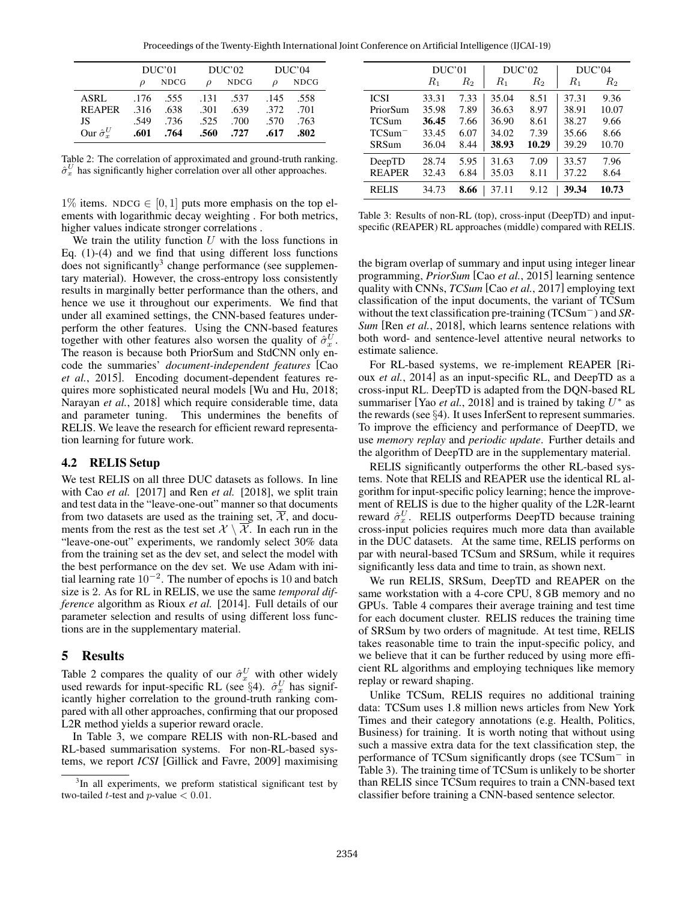| | DUC'01 | | DUC'02 | | DUC'04 | |
|---|---|---|---|---|---|---|
| | $\rho$ | NDCG | $\rho$ | NDCG | $\rho$ | NDCG |
| ASRL | .176 | .555 | .131 | .537 | .145 | .558 |
| REAPER | .316 | .638 | .301 | .639 | .372 | .701 |
| JS | .549 | .736 | .525 | .700 | .570 | .763 |
| Our $\hat{\sigma}^U_x$ | **.601** | **.764** | **.560** | **.727** | **.617** | **.802** |

Table 2: The correlation of approximated and ground-truth ranking. $\hat{\sigma}^U_x$ has significantly higher correlation over all other approaches.

1% items. NDCG $\in [0, 1]$ puts more emphasis on the top elements with logarithmic decay weighting . For both metrics, higher values indicate stronger correlations .

We train the utility function $U$ with the loss functions in Eq. (1)-(4) and we find that using different loss functions does not significantly[3] change performance (see supplementary material). However, the cross-entropy loss consistently results in marginally better performance than the others, and hence we use it throughout our experiments. We find that under all examined settings, the CNN-based features underperform the other features. Using the CNN-based features together with other features also worsen the quality of $\hat{\sigma}^U_x$. The reason is because both PriorSum and StdCNN only encode the summaries' *document-independent features* [Cao *et al.*, 2015]. Encoding document-dependent features requires more sophisticated neural models [Wu and Hu, 2018; Narayan *et al.*, 2018] which require considerable time, data and parameter tuning. This undermines the benefits of RELIS. We leave the research for efficient reward representation learning for future work.

## 4.2 RELIS Setup

We test RELIS on all three DUC datasets as follows. In line with Cao *et al.* [2017] and Ren *et al.* [2018], we split train and test data in the "leave-one-out" manner so that documents from two datasets are used as the training set, $\overline{\mathcal{X}}$, and documents from the rest as the test set $\mathcal{X} \setminus \overline{\mathcal{X}}$. In each run in the "leave-one-out" experiments, we randomly select 30% data from the training set as the dev set, and select the model with the best performance on the dev set. We use Adam with initial learning rate $10^{-2}$. The number of epochs is 10 and batch size is 2. As for RL in RELIS, we use the same *temporal difference* algorithm as Rioux *et al.* [2014]. Full details of our parameter selection and results of using different loss functions are in the supplementary material.

# 5 Results

Table 2 compares the quality of our $\hat{\sigma}^U_x$ with other widely used rewards for input-specific RL (see §4). $\hat{\sigma}^U_x$ has significantly higher correlation to the ground-truth ranking compared with all other approaches, confirming that our proposed L2R method yields a superior reward oracle.

In Table 3, we compare RELIS with non-RL-based and RL-based summarisation systems. For non-RL-based systems, we report *ICSI* [Gillick and Favre, 2009] maximising the bigram overlap of summary and input using integer linear programming, *PriorSum* [Cao *et al.*, 2015] learning sentence quality with CNNs, *TCSum* [Cao *et al.*, 2017] employing text classification of the input documents, the variant of TCSum without the text classification pre-training (TCSum$^-$) and *SRSum* [Ren *et al.*, 2018], which learns sentence relations with both word- and sentence-level attentive neural networks to estimate salience.

[3] In all experiments, we preform statistical significant test by two-tailed $t$-test and $p$-value $< 0.01$.

| | DUC'01 | | DUC'02 | | DUC'04 | |
|---|---|---|---|---|---|---|
| | $R_1$ | $R_2$ | $R_1$ | $R_2$ | $R_1$ | $R_2$ |
| ICSI | 33.31 | 7.33 | 35.04 | 8.51 | 37.31 | 9.36 |
| PriorSum | 35.98 | 7.89 | 36.63 | 8.97 | 38.91 | 10.07 |
| TCSum | **36.45** | 7.66 | 36.90 | 8.61 | 38.27 | 9.66 |
| TCSum$^-$ | 33.45 | 6.07 | 34.02 | 7.39 | 35.66 | 8.66 |
| SRSum | 36.04 | 8.44 | **38.93** | **10.29** | 39.29 | 10.70 |
| DeepTD | 28.74 | 5.95 | 31.63 | 7.09 | 33.57 | 7.96 |
| REAPER | 32.43 | 6.84 | 35.03 | 8.11 | 37.22 | 8.64 |
| RELIS | 34.73 | **8.66** | 37.11 | 9.12 | **39.34** | **10.73** |

Table 3: Results of non-RL (top), cross-input (DeepTD) and input-specific (REAPER) RL approaches (middle) compared with RELIS.

For RL-based systems, we re-implement REAPER [Rioux *et al.*, 2014] as an input-specific RL, and DeepTD as a cross-input RL. DeepTD is adapted from the DQN-based RL summariser [Yao *et al.*, 2018] and is trained by taking $U^*$ as the rewards (see §4). It uses InferSent to represent summaries. To improve the efficiency and performance of DeepTD, we use *memory replay* and *periodic update*. Further details and the algorithm of DeepTD are in the supplementary material.

RELIS significantly outperforms the other RL-based systems. Note that RELIS and REAPER use the identical RL algorithm for input-specific policy learning; hence the improvement of RELIS is due to the higher quality of the L2R-learnt reward $\hat{\sigma}^U_x$. RELIS outperforms DeepTD because training cross-input policies requires much more data than available in the DUC datasets. At the same time, RELIS performs on par with neural-based TCSum and SRSum, while it requires significantly less data and time to train, as shown next.

We run RELIS, SRSum, DeepTD and REAPER on the same workstation with a 4-core CPU, 8 GB memory and no GPUs. Table 4 compares their average training and test time for each document cluster. RELIS reduces the training time of SRSum by two orders of magnitude. At test time, RELIS takes reasonable time to train the input-specific policy, and we believe that it can be further reduced by using more efficient RL algorithms and employing techniques like memory replay or reward shaping.

Unlike TCSum, RELIS requires no additional training data: TCSum uses 1.8 million news articles from New York Times and their category annotations (e.g. Health, Politics, Business) for training. It is worth noting that without using such a massive extra data for the text classification step, the performance of TCSum significantly drops (see TCSum$^-$ in Table 3). The training time of TCSum is unlikely to be shorter than RELIS since TCSum requires to train a CNN-based text classifier before training a CNN-based sentence selector.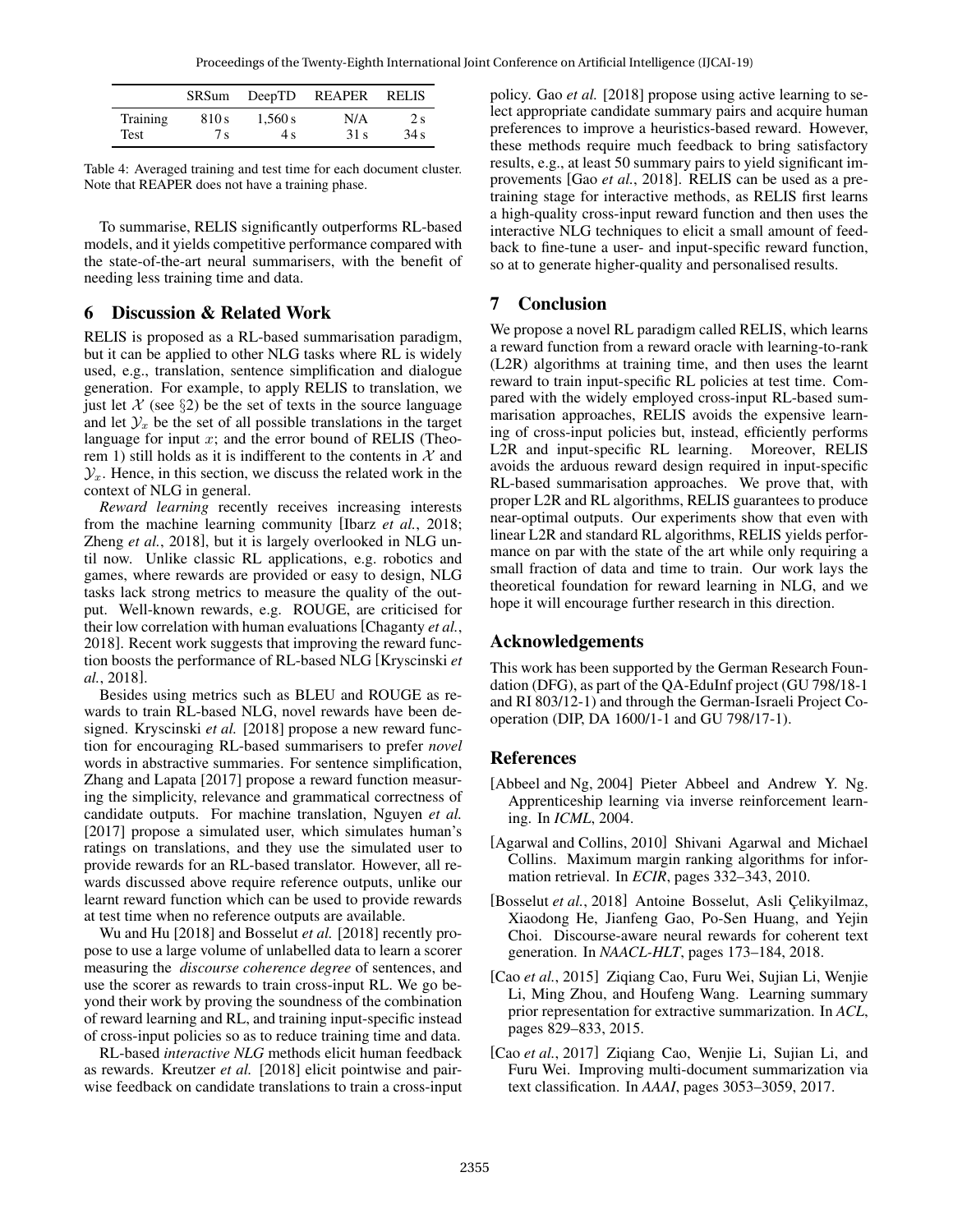|  | SRSum | DeepTD | REAPER | RELIS |
|---|---|---|---|---|
| Training | 810 s | 1,560 s | N/A | 2 s |
| Test | 7 s | 4 s | 31 s | 34 s |

Table 4: Averaged training and test time for each document cluster. Note that REAPER does not have a training phase.

To summarise, RELIS significantly outperforms RL-based models, and it yields competitive performance compared with the state-of-the-art neural summarisers, with the benefit of needing less training time and data.

## 6 Discussion & Related Work

RELIS is proposed as a RL-based summarisation paradigm, but it can be applied to other NLG tasks where RL is widely used, e.g., translation, sentence simplification and dialogue generation. For example, to apply RELIS to translation, we just let $\mathcal{X}$ (see §2) be the set of texts in the source language and let $\mathcal{Y}_x$ be the set of all possible translations in the target language for input $x$; and the error bound of RELIS (Theorem 1) still holds as it is indifferent to the contents in $\mathcal{X}$ and $\mathcal{Y}_x$. Hence, in this section, we discuss the related work in the context of NLG in general.

*Reward learning* recently receives increasing interests from the machine learning community [Ibarz *et al.*, 2018; Zheng *et al.*, 2018], but it is largely overlooked in NLG until now. Unlike classic RL applications, e.g. robotics and games, where rewards are provided or easy to design, NLG tasks lack strong metrics to measure the quality of the output. Well-known rewards, e.g. ROUGE, are criticised for their low correlation with human evaluations [Chaganty *et al.*, 2018]. Recent work suggests that improving the reward function boosts the performance of RL-based NLG [Kryscinski *et al.*, 2018].

Besides using metrics such as BLEU and ROUGE as rewards to train RL-based NLG, novel rewards have been designed. Kryscinski *et al.* [2018] propose a new reward function for encouraging RL-based summarisers to prefer *novel* words in abstractive summaries. For sentence simplification, Zhang and Lapata [2017] propose a reward function measuring the simplicity, relevance and grammatical correctness of candidate outputs. For machine translation, Nguyen *et al.* [2017] propose a simulated user, which simulates human's ratings on translations, and they use the simulated user to provide rewards for an RL-based translator. However, all rewards discussed above require reference outputs, unlike our learnt reward function which can be used to provide rewards at test time when no reference outputs are available.

Wu and Hu [2018] and Bosselut *et al.* [2018] recently propose to use a large volume of unlabelled data to learn a scorer measuring the *discourse coherence degree* of sentences, and use the scorer as rewards to train cross-input RL. We go beyond their work by proving the soundness of the combination of reward learning and RL, and training input-specific instead of cross-input policies so as to reduce training time and data.

RL-based *interactive NLG* methods elicit human feedback as rewards. Kreutzer *et al.* [2018] elicit pointwise and pairwise feedback on candidate translations to train a cross-input policy. Gao *et al.* [2018] propose using active learning to select appropriate candidate summary pairs and acquire human preferences to improve a heuristics-based reward. However, these methods require much feedback to bring satisfactory results, e.g., at least 50 summary pairs to yield significant improvements [Gao *et al.*, 2018]. RELIS can be used as a pretraining stage for interactive methods, as RELIS first learns a high-quality cross-input reward function and then uses the interactive NLG techniques to elicit a small amount of feedback to fine-tune a user- and input-specific reward function, so at to generate higher-quality and personalised results.

## 7 Conclusion

We propose a novel RL paradigm called RELIS, which learns a reward function from a reward oracle with learning-to-rank (L2R) algorithms at training time, and then uses the learnt reward to train input-specific RL policies at test time. Compared with the widely employed cross-input RL-based summarisation approaches, RELIS avoids the expensive learning of cross-input policies but, instead, efficiently performs L2R and input-specific RL learning. Moreover, RELIS avoids the arduous reward design required in input-specific RL-based summarisation approaches. We prove that, with proper L2R and RL algorithms, RELIS guarantees to produce near-optimal outputs. Our experiments show that even with linear L2R and standard RL algorithms, RELIS yields performance on par with the state of the art while only requiring a small fraction of data and time to train. Our work lays the theoretical foundation for reward learning in NLG, and we hope it will encourage further research in this direction.

## Acknowledgements

This work has been supported by the German Research Foundation (DFG), as part of the QA-EduInf project (GU 798/18-1 and RI 803/12-1) and through the German-Israeli Project Cooperation (DIP, DA 1600/1-1 and GU 798/17-1).

## References

[Abbeel and Ng, 2004] Pieter Abbeel and Andrew Y. Ng. Apprenticeship learning via inverse reinforcement learning. In *ICML*, 2004.

[Agarwal and Collins, 2010] Shivani Agarwal and Michael Collins. Maximum margin ranking algorithms for information retrieval. In *ECIR*, pages 332–343, 2010.

[Bosselut *et al.*, 2018] Antoine Bosselut, Asli Çelikyilmaz, Xiaodong He, Jianfeng Gao, Po-Sen Huang, and Yejin Choi. Discourse-aware neural rewards for coherent text generation. In *NAACL-HLT*, pages 173–184, 2018.

[Cao *et al.*, 2015] Ziqiang Cao, Furu Wei, Sujian Li, Wenjie Li, Ming Zhou, and Houfeng Wang. Learning summary prior representation for extractive summarization. In *ACL*, pages 829–833, 2015.

[Cao *et al.*, 2017] Ziqiang Cao, Wenjie Li, Sujian Li, and Furu Wei. Improving multi-document summarization via text classification. In *AAAI*, pages 3053–3059, 2017.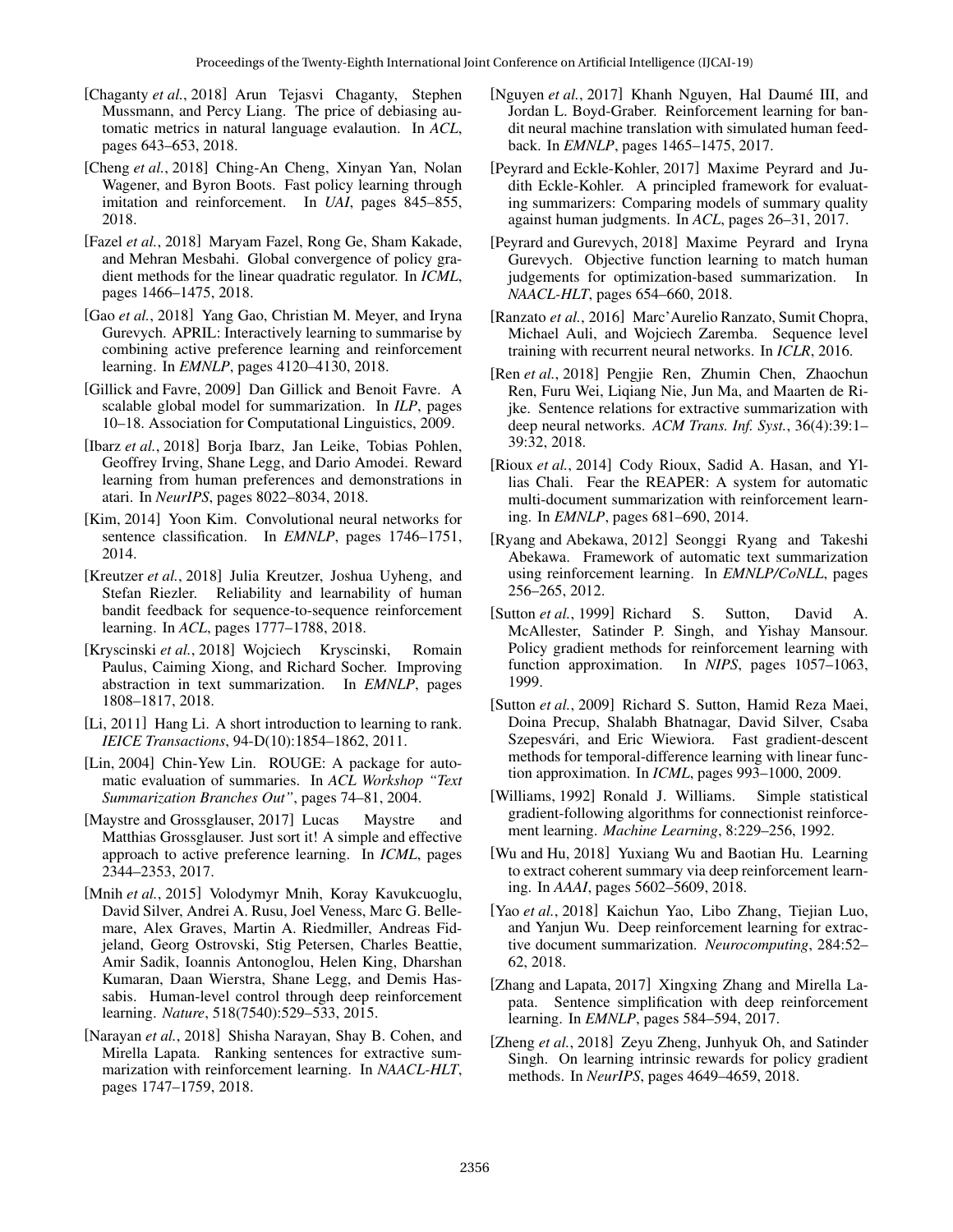[Chaganty *et al.*, 2018] Arun Tejasvi Chaganty, Stephen Mussmann, and Percy Liang. The price of debiasing automatic metrics in natural language evalaution. In *ACL*, pages 643–653, 2018.

[Cheng *et al.*, 2018] Ching-An Cheng, Xinyan Yan, Nolan Wagener, and Byron Boots. Fast policy learning through imitation and reinforcement. In *UAI*, pages 845–855, 2018.

[Fazel *et al.*, 2018] Maryam Fazel, Rong Ge, Sham Kakade, and Mehran Mesbahi. Global convergence of policy gradient methods for the linear quadratic regulator. In *ICML*, pages 1466–1475, 2018.

[Gao *et al.*, 2018] Yang Gao, Christian M. Meyer, and Iryna Gurevych. APRIL: Interactively learning to summarise by combining active preference learning and reinforcement learning. In *EMNLP*, pages 4120–4130, 2018.

[Gillick and Favre, 2009] Dan Gillick and Benoit Favre. A scalable global model for summarization. In *ILP*, pages 10–18. Association for Computational Linguistics, 2009.

[Ibarz *et al.*, 2018] Borja Ibarz, Jan Leike, Tobias Pohlen, Geoffrey Irving, Shane Legg, and Dario Amodei. Reward learning from human preferences and demonstrations in atari. In *NeurIPS*, pages 8022–8034, 2018.

[Kim, 2014] Yoon Kim. Convolutional neural networks for sentence classification. In *EMNLP*, pages 1746–1751, 2014.

[Kreutzer *et al.*, 2018] Julia Kreutzer, Joshua Uyheng, and Stefan Riezler. Reliability and learnability of human bandit feedback for sequence-to-sequence reinforcement learning. In *ACL*, pages 1777–1788, 2018.

[Kryscinski *et al.*, 2018] Wojciech Kryscinski, Romain Paulus, Caiming Xiong, and Richard Socher. Improving abstraction in text summarization. In *EMNLP*, pages 1808–1817, 2018.

[Li, 2011] Hang Li. A short introduction to learning to rank. *IEICE Transactions*, 94-D(10):1854–1862, 2011.

[Lin, 2004] Chin-Yew Lin. ROUGE: A package for automatic evaluation of summaries. In *ACL Workshop "Text Summarization Branches Out"*, pages 74–81, 2004.

[Maystre and Grossglauser, 2017] Lucas Maystre and Matthias Grossglauser. Just sort it! A simple and effective approach to active preference learning. In *ICML*, pages 2344–2353, 2017.

[Mnih *et al.*, 2015] Volodymyr Mnih, Koray Kavukcuoglu, David Silver, Andrei A. Rusu, Joel Veness, Marc G. Bellemare, Alex Graves, Martin A. Riedmiller, Andreas Fidjeland, Georg Ostrovski, Stig Petersen, Charles Beattie, Amir Sadik, Ioannis Antonoglou, Helen King, Dharshan Kumaran, Daan Wierstra, Shane Legg, and Demis Hassabis. Human-level control through deep reinforcement learning. *Nature*, 518(7540):529–533, 2015.

[Narayan *et al.*, 2018] Shisha Narayan, Shay B. Cohen, and Mirella Lapata. Ranking sentences for extractive summarization with reinforcement learning. In *NAACL-HLT*, pages 1747–1759, 2018.

[Nguyen *et al.*, 2017] Khanh Nguyen, Hal Daumé III, and Jordan L. Boyd-Graber. Reinforcement learning for bandit neural machine translation with simulated human feedback. In *EMNLP*, pages 1465–1475, 2017.

[Peyrard and Eckle-Kohler, 2017] Maxime Peyrard and Judith Eckle-Kohler. A principled framework for evaluating summarizers: Comparing models of summary quality against human judgments. In *ACL*, pages 26–31, 2017.

[Peyrard and Gurevych, 2018] Maxime Peyrard and Iryna Gurevych. Objective function learning to match human judgements for optimization-based summarization. In *NAACL-HLT*, pages 654–660, 2018.

[Ranzato *et al.*, 2016] Marc'Aurelio Ranzato, Sumit Chopra, Michael Auli, and Wojciech Zaremba. Sequence level training with recurrent neural networks. In *ICLR*, 2016.

[Ren *et al.*, 2018] Pengjie Ren, Zhumin Chen, Zhaochun Ren, Furu Wei, Liqiang Nie, Jun Ma, and Maarten de Rijke. Sentence relations for extractive summarization with deep neural networks. *ACM Trans. Inf. Syst.*, 36(4):39:1–39:32, 2018.

[Rioux *et al.*, 2014] Cody Rioux, Sadid A. Hasan, and Yllias Chali. Fear the REAPER: A system for automatic multi-document summarization with reinforcement learning. In *EMNLP*, pages 681–690, 2014.

[Ryang and Abekawa, 2012] Seonggi Ryang and Takeshi Abekawa. Framework of automatic text summarization using reinforcement learning. In *EMNLP/CoNLL*, pages 256–265, 2012.

[Sutton *et al.*, 1999] Richard S. Sutton, David A. McAllester, Satinder P. Singh, and Yishay Mansour. Policy gradient methods for reinforcement learning with function approximation. In *NIPS*, pages 1057–1063, 1999.

[Sutton *et al.*, 2009] Richard S. Sutton, Hamid Reza Maei, Doina Precup, Shalabh Bhatnagar, David Silver, Csaba Szepesvári, and Eric Wiewiora. Fast gradient-descent methods for temporal-difference learning with linear function approximation. In *ICML*, pages 993–1000, 2009.

[Williams, 1992] Ronald J. Williams. Simple statistical gradient-following algorithms for connectionist reinforcement learning. *Machine Learning*, 8:229–256, 1992.

[Wu and Hu, 2018] Yuxiang Wu and Baotian Hu. Learning to extract coherent summary via deep reinforcement learning. In *AAAI*, pages 5602–5609, 2018.

[Yao *et al.*, 2018] Kaichun Yao, Libo Zhang, Tiejian Luo, and Yanjun Wu. Deep reinforcement learning for extractive document summarization. *Neurocomputing*, 284:52–62, 2018.

[Zhang and Lapata, 2017] Xingxing Zhang and Mirella Lapata. Sentence simplification with deep reinforcement learning. In *EMNLP*, pages 584–594, 2017.

[Zheng *et al.*, 2018] Zeyu Zheng, Junhyuk Oh, and Satinder Singh. On learning intrinsic rewards for policy gradient methods. In *NeurIPS*, pages 4649–4659, 2018.